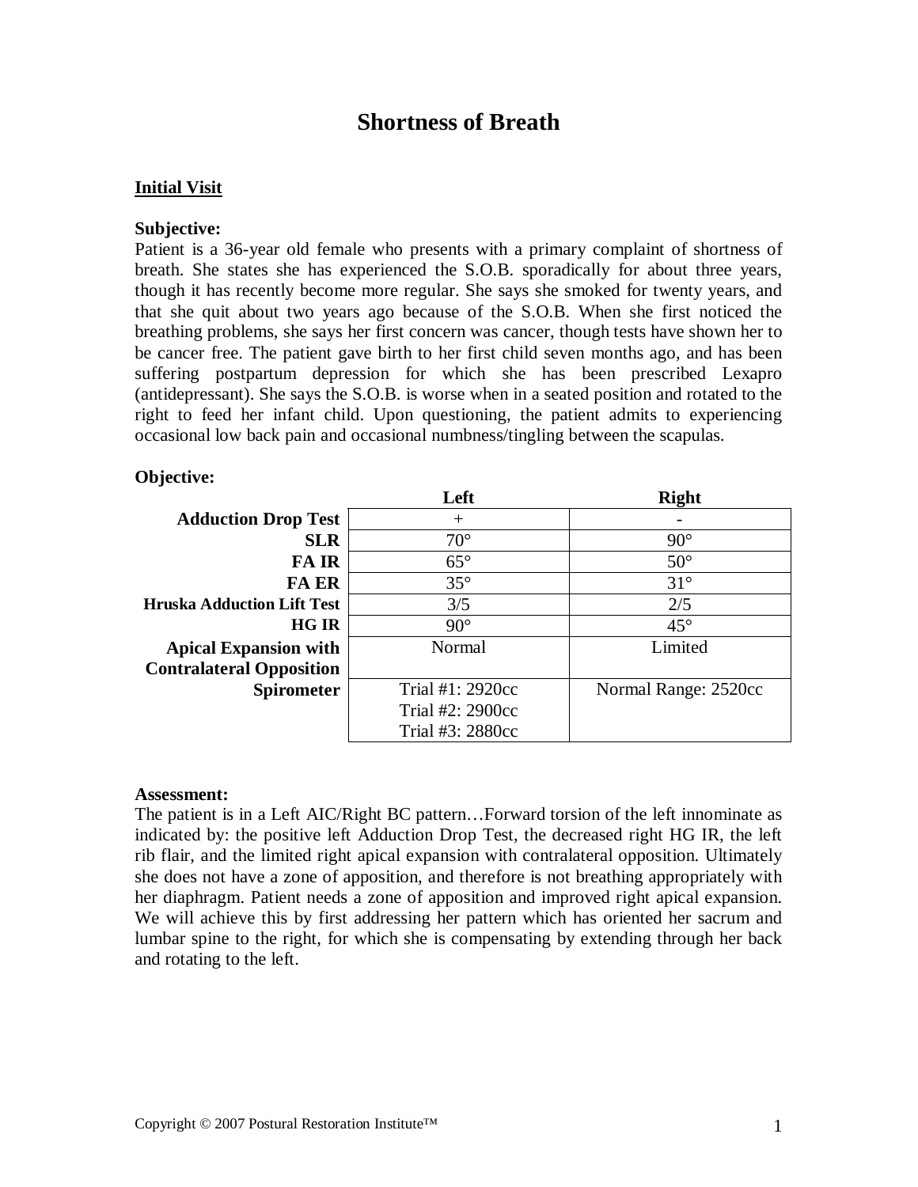# Shortness of Breath

## Initial Visit

**Subjective:**
Patient is a 36-year old female who presents with a primary complaint of shortness of breath. She states she has experienced the S.O.B. sporadically for about three years, though it has recently become more regular. She says she smoked for twenty years, and that she quit about two years ago because of the S.O.B. When she first noticed the breathing problems, she says her first concern was cancer, though tests have shown her to be cancer free. The patient gave birth to her first child seven months ago, and has been suffering postpartum depression for which she has been prescribed Lexapro (antidepressant). She says the S.O.B. is worse when in a seated position and rotated to the right to feed her infant child. Upon questioning, the patient admits to experiencing occasional low back pain and occasional numbness/tingling between the scapulas.

**Objective:**

| | Left | Right |
|---|---|---|
| **Adduction Drop Test** | + | - |
| **SLR** | 70° | 90° |
| **FA IR** | 65° | 50° |
| **FA ER** | 35° | 31° |
| **Hruska Adduction Lift Test** | 3/5 | 2/5 |
| **HG IR** | 90° | 45° |
| **Apical Expansion with Contralateral Opposition** | Normal | Limited |
| **Spirometer** | Trial #1: 2920cc<br>Trial #2: 2900cc<br>Trial #3: 2880cc | Normal Range: 2520cc |

**Assessment:**
The patient is in a Left AIC/Right BC pattern…Forward torsion of the left innominate as indicated by: the positive left Adduction Drop Test, the decreased right HG IR, the left rib flair, and the limited right apical expansion with contralateral opposition. Ultimately she does not have a zone of apposition, and therefore is not breathing appropriately with her diaphragm. Patient needs a zone of apposition and improved right apical expansion. We will achieve this by first addressing her pattern which has oriented her sacrum and lumbar spine to the right, for which she is compensating by extending through her back and rotating to the left.

Copyright © 2007 Postural Restoration Institute™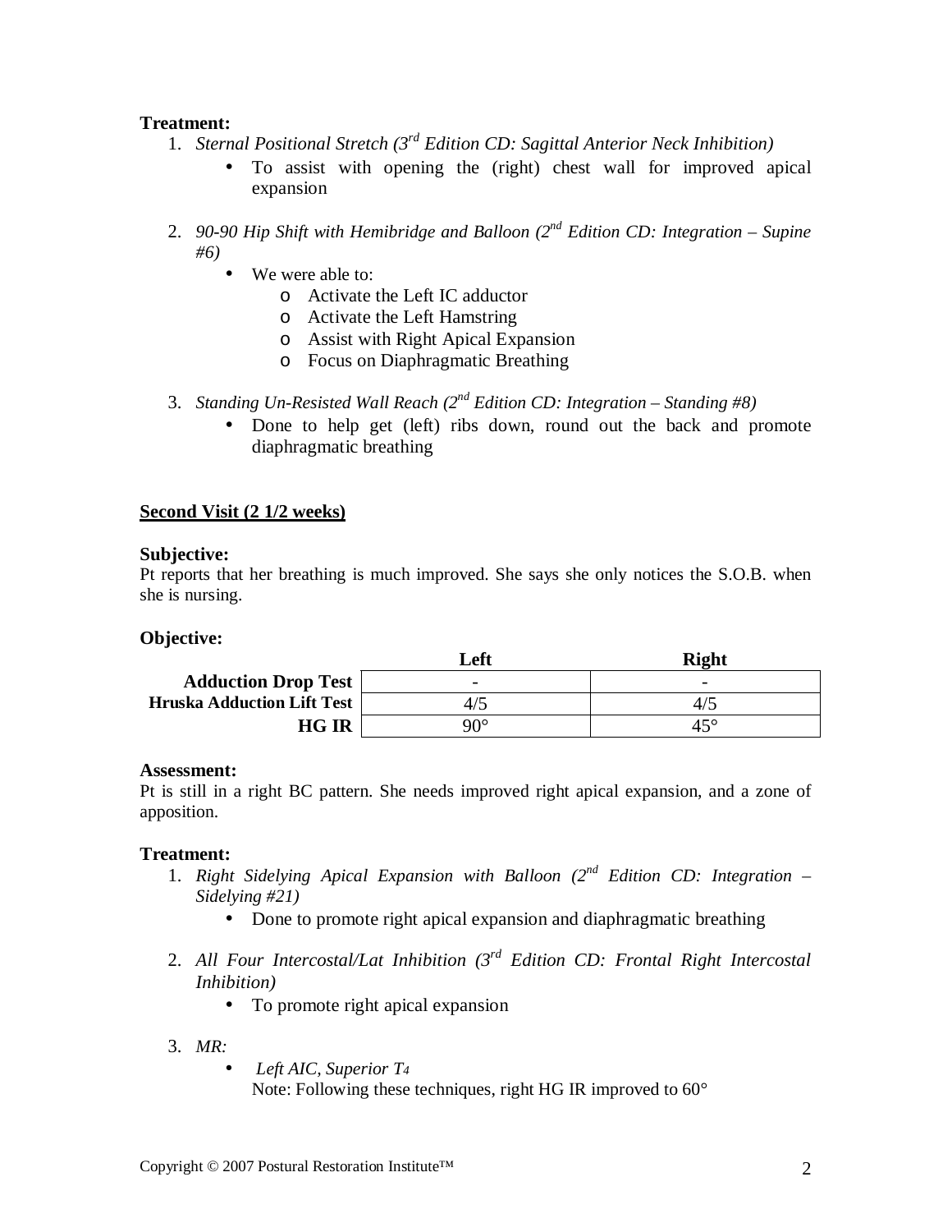**Treatment:**

1. *Sternal Positional Stretch (3rd Edition CD: Sagittal Anterior Neck Inhibition)*
   - To assist with opening the (right) chest wall for improved apical expansion

2. *90-90 Hip Shift with Hemibridge and Balloon (2nd Edition CD: Integration – Supine #6)*
   - We were able to:
     - Activate the Left IC adductor
     - Activate the Left Hamstring
     - Assist with Right Apical Expansion
     - Focus on Diaphragmatic Breathing

3. *Standing Un-Resisted Wall Reach (2nd Edition CD: Integration – Standing #8)*
   - Done to help get (left) ribs down, round out the back and promote diaphragmatic breathing

**Second Visit (2 1/2 weeks)**

**Subjective:**
Pt reports that her breathing is much improved. She says she only notices the S.O.B. when she is nursing.

**Objective:**

| | Left | Right |
|---|---|---|
| **Adduction Drop Test** | - | - |
| **Hruska Adduction Lift Test** | 4/5 | 4/5 |
| **HG IR** | 90° | 45° |

**Assessment:**
Pt is still in a right BC pattern. She needs improved right apical expansion, and a zone of apposition.

**Treatment:**

1. *Right Sidelying Apical Expansion with Balloon (2nd Edition CD: Integration – Sidelying #21)*
   - Done to promote right apical expansion and diaphragmatic breathing

2. *All Four Intercostal/Lat Inhibition (3rd Edition CD: Frontal Right Intercostal Inhibition)*
   - To promote right apical expansion

3. *MR:*
   - *Left AIC, Superior $T_4$*

     Note: Following these techniques, right HG IR improved to 60°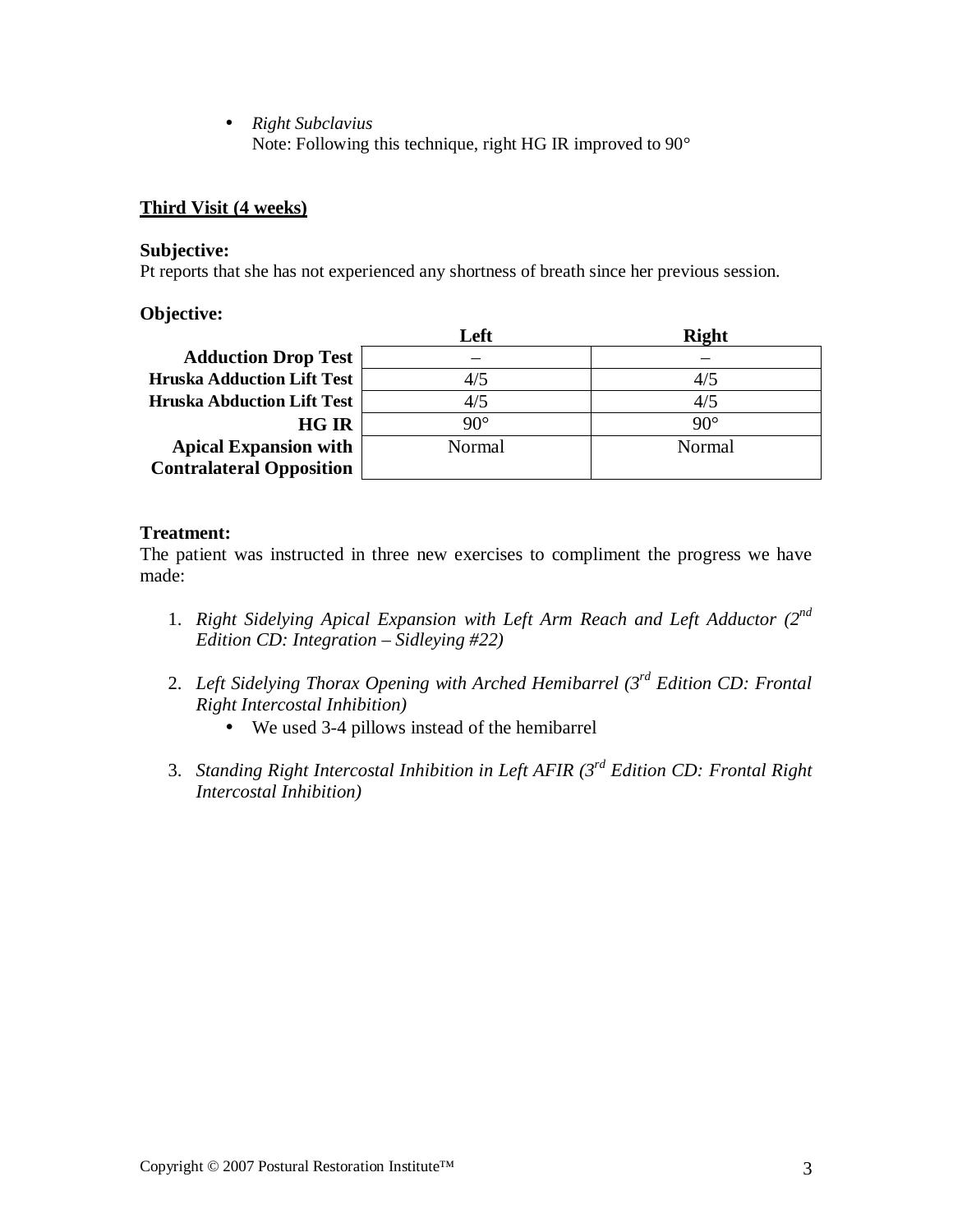- *Right Subclavius*
  Note: Following this technique, right HG IR improved to 90°

**Third Visit (4 weeks)**

**Subjective:**
Pt reports that she has not experienced any shortness of breath since her previous session.

**Objective:**

| | Left | Right |
|---|---|---|
| **Adduction Drop Test** | – | – |
| **Hruska Adduction Lift Test** | 4/5 | 4/5 |
| **Hruska Abduction Lift Test** | 4/5 | 4/5 |
| **HG IR** | 90° | 90° |
| **Apical Expansion with Contralateral Opposition** | Normal | Normal |

**Treatment:**
The patient was instructed in three new exercises to compliment the progress we have made:

1. *Right Sidelying Apical Expansion with Left Arm Reach and Left Adductor (2nd Edition CD: Integration – Sidleying #22)*

2. *Left Sidelying Thorax Opening with Arched Hemibarrel (3rd Edition CD: Frontal Right Intercostal Inhibition)*
   - We used 3-4 pillows instead of the hemibarrel

3. *Standing Right Intercostal Inhibition in Left AFIR (3rd Edition CD: Frontal Right Intercostal Inhibition)*

Copyright © 2007 Postural Restoration Institute™